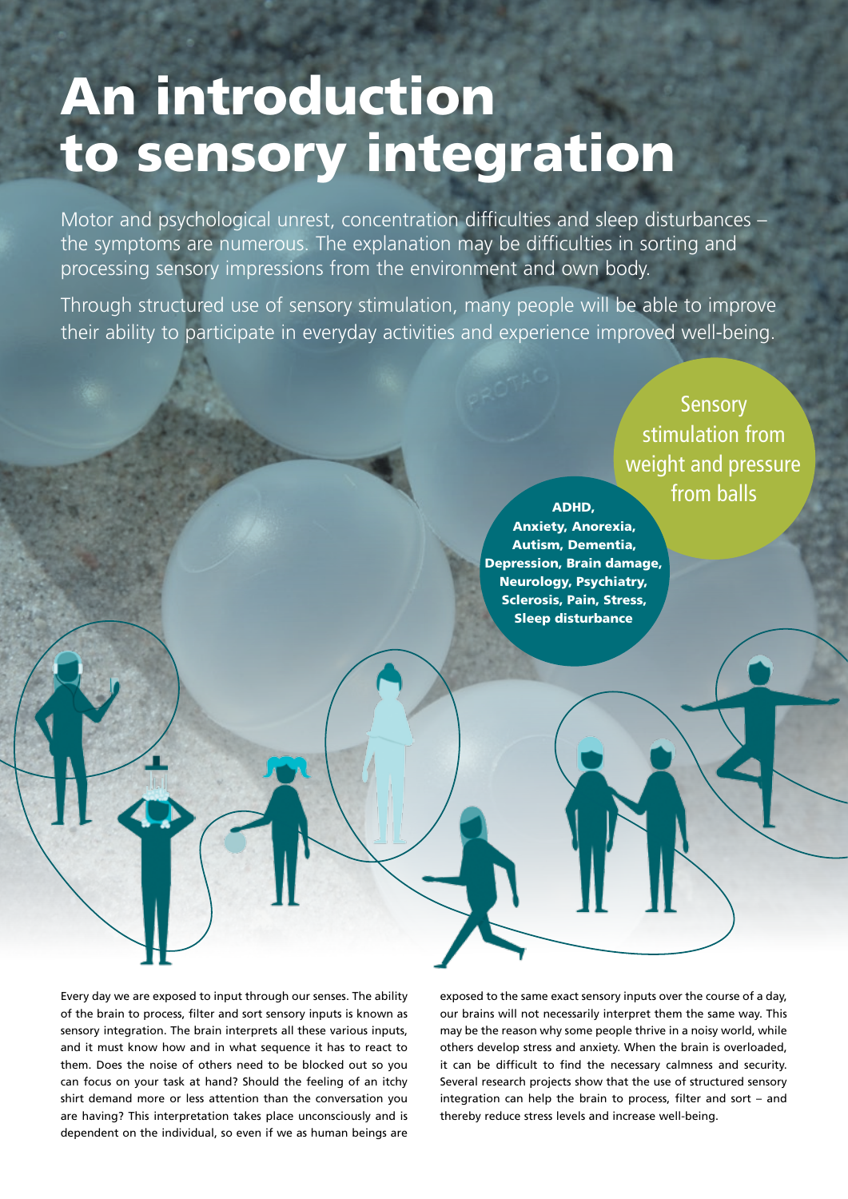# An introduction to sensory integration

Motor and psychological unrest, concentration difficulties and sleep disturbances – the symptoms are numerous. The explanation may be difficulties in sorting and processing sensory impressions from the environment and own body.

Through structured use of sensory stimulation, many people will be able to improve their ability to participate in everyday activities and experience improved well-being.

Sensory stimulation from weight and pressure from balls

**ADHD, Anxiety, Anorexia, Autism, Dementia, Depression, Brain damage, Neurology, Psychiatry, Sclerosis, Pain, Stress, Sleep disturbance**

Every day we are exposed to input through our senses. The ability of the brain to process, filter and sort sensory inputs is known as sensory integration. The brain interprets all these various inputs, and it must know how and in what sequence it has to react to them. Does the noise of others need to be blocked out so you can focus on your task at hand? Should the feeling of an itchy shirt demand more or less attention than the conversation you are having? This interpretation takes place unconsciously and is dependent on the individual, so even if we as human beings are exposed to the same exact sensory inputs over the course of a day, our brains will not necessarily interpret them the same way. This may be the reason why some people thrive in a noisy world, while others develop stress and anxiety. When the brain is overloaded, it can be difficult to find the necessary calmness and security. Several research projects show that the use of structured sensory integration can help the brain to process, filter and sort – and thereby reduce stress levels and increase well-being.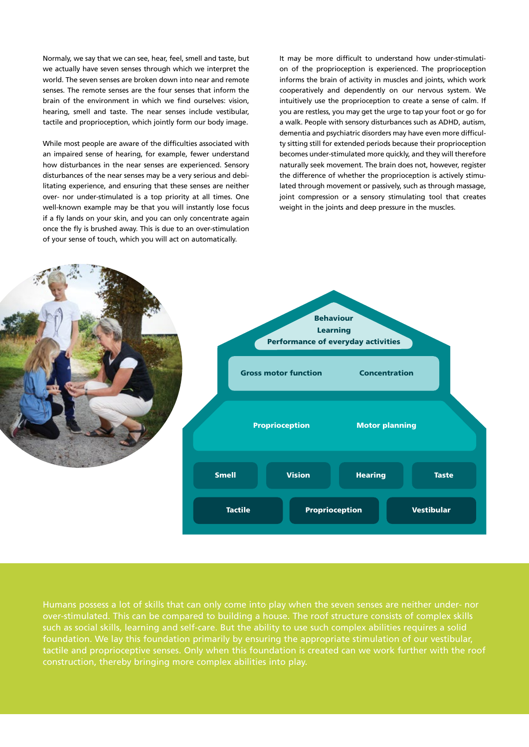Normaly, we say that we can see, hear, feel, smell and taste, but we actually have seven senses through which we interpret the world. The seven senses are broken down into near and remote senses. The remote senses are the four senses that inform the brain of the environment in which we find ourselves: vision, hearing, smell and taste. The near senses include vestibular, tactile and proprioception, which jointly form our body image.

While most people are aware of the difficulties associated with an impaired sense of hearing, for example, fewer understand how disturbances in the near senses are experienced. Sensory disturbances of the near senses may be a very serious and debilitating experience, and ensuring that these senses are neither over- nor under-stimulated is a top priority at all times. One well-known example may be that you will instantly lose focus if a fly lands on your skin, and you can only concentrate again once the fly is brushed away. This is due to an over-stimulation of your sense of touch, which you will act on automatically.

It may be more difficult to understand how under-stimulation of the proprioception is experienced. The proprioception informs the brain of activity in muscles and joints, which work cooperatively and dependently on our nervous system. We intuitively use the proprioception to create a sense of calm. If you are restless, you may get the urge to tap your foot or go for a walk. People with sensory disturbances such as ADHD, autism, dementia and psychiatric disorders may have even more difficulty sitting still for extended periods because their proprioception becomes under-stimulated more quickly, and they will therefore naturally seek movement. The brain does not, however, register the difference of whether the proprioception is actively stimulated through movement or passively, such as through massage, joint compression or a sensory stimulating tool that creates weight in the joints and deep pressure in the muscles.

**Behaviour**
**Learning**
**Performance of everyday activities**

**Gross motor function** | **Concentration**

**Proprioception** | **Motor planning**

**Smell** | **Vision** | **Hearing** | **Taste**

**Tactile** | **Proprioception** | **Vestibular**

Humans possess a lot of skills that can only come into play when the seven senses are neither under- nor over-stimulated. This can be compared to building a house. The roof structure consists of complex skills such as social skills, learning and self-care. But the ability to use such complex abilities requires a solid foundation. We lay this foundation primarily by ensuring the appropriate stimulation of our vestibular, tactile and proprioceptive senses. Only when this foundation is created can we work further with the roof construction, thereby bringing more complex abilities into play.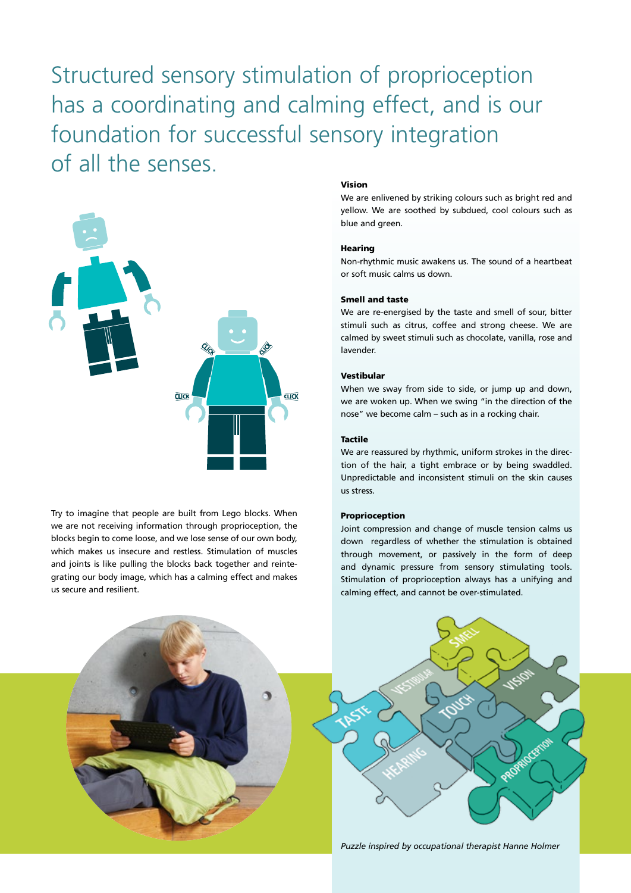# Structured sensory stimulation of proprioception has a coordinating and calming effect, and is our foundation for successful sensory integration of all the senses.

Try to imagine that people are built from Lego blocks. When we are not receiving information through proprioception, the blocks begin to come loose, and we lose sense of our own body, which makes us insecure and restless. Stimulation of muscles and joints is like pulling the blocks back together and reintegrating our body image, which has a calming effect and makes us secure and resilient.

**Vision**

We are enlivened by striking colours such as bright red and yellow. We are soothed by subdued, cool colours such as blue and green.

**Hearing**

Non-rhythmic music awakens us. The sound of a heartbeat or soft music calms us down.

**Smell and taste**

We are re-energised by the taste and smell of sour, bitter stimuli such as citrus, coffee and strong cheese. We are calmed by sweet stimuli such as chocolate, vanilla, rose and lavender.

**Vestibular**

When we sway from side to side, or jump up and down, we are woken up. When we swing "in the direction of the nose" we become calm – such as in a rocking chair.

**Tactile**

We are reassured by rhythmic, uniform strokes in the direction of the hair, a tight embrace or by being swaddled. Unpredictable and inconsistent stimuli on the skin causes us stress.

**Proprioception**

Joint compression and change of muscle tension calms us down regardless of whether the stimulation is obtained through movement, or passively in the form of deep and dynamic pressure from sensory stimulating tools. Stimulation of proprioception always has a unifying and calming effect, and cannot be over-stimulated.

*Puzzle inspired by occupational therapist Hanne Holmer*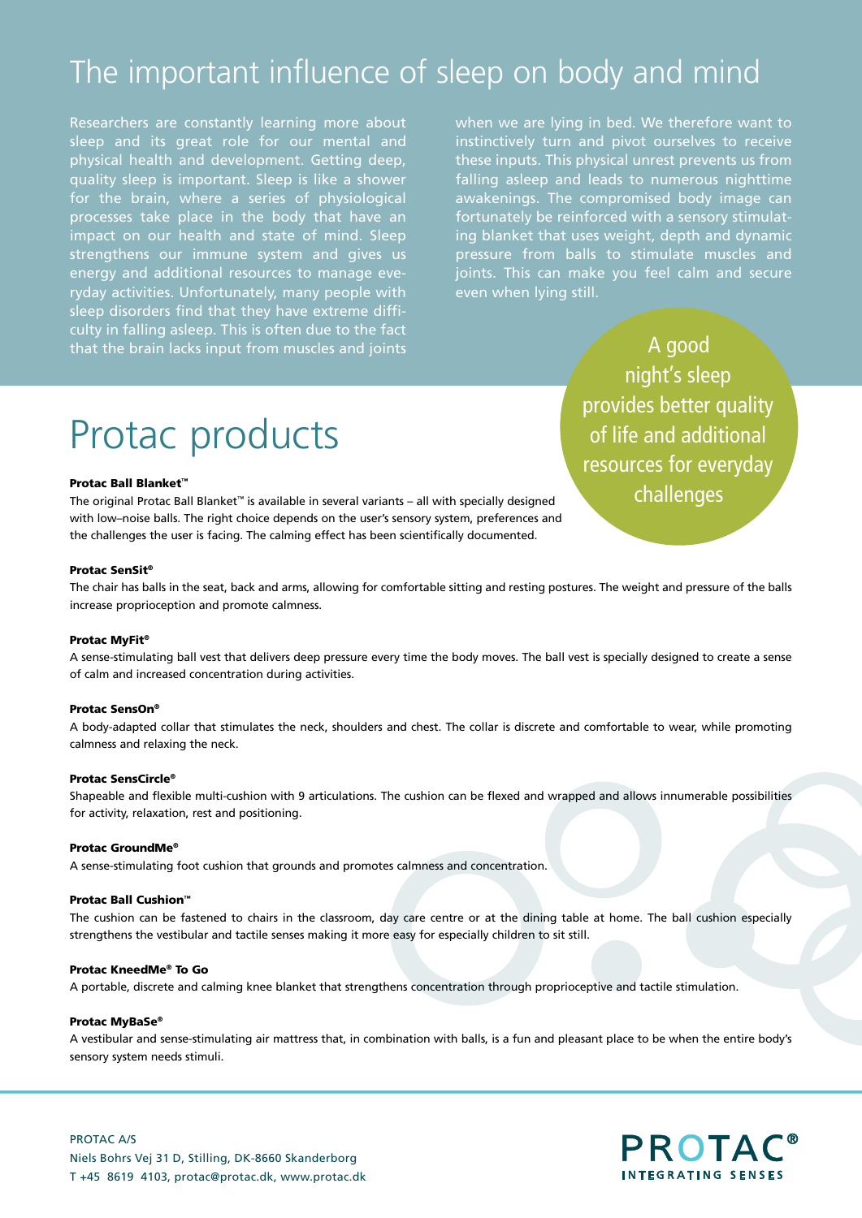# The important influence of sleep on body and mind

Researchers are constantly learning more about sleep and its great role for our mental and physical health and development. Getting deep, quality sleep is important. Sleep is like a shower for the brain, where a series of physiological processes take place in the body that have an impact on our health and state of mind. Sleep strengthens our immune system and gives us energy and additional resources to manage everyday activities. Unfortunately, many people with sleep disorders find that they have extreme difficulty in falling asleep. This is often due to the fact that the brain lacks input from muscles and joints when we are lying in bed. We therefore want to instinctively turn and pivot ourselves to receive these inputs. This physical unrest prevents us from falling asleep and leads to numerous nighttime awakenings. The compromised body image can fortunately be reinforced with a sensory stimulating blanket that uses weight, depth and dynamic pressure from balls to stimulate muscles and joints. This can make you feel calm and secure even when lying still.

A good night's sleep provides better quality of life and additional resources for everyday challenges

# Protac products

**Protac Ball Blanket™**

The original Protac Ball Blanket™ is available in several variants – all with specially designed with low–noise balls. The right choice depends on the user's sensory system, preferences and the challenges the user is facing. The calming effect has been scientifically documented.

**Protac SenSit®**

The chair has balls in the seat, back and arms, allowing for comfortable sitting and resting postures. The weight and pressure of the balls increase proprioception and promote calmness.

**Protac MyFit®**

A sense-stimulating ball vest that delivers deep pressure every time the body moves. The ball vest is specially designed to create a sense of calm and increased concentration during activities.

**Protac SensOn®**

A body-adapted collar that stimulates the neck, shoulders and chest. The collar is discrete and comfortable to wear, while promoting calmness and relaxing the neck.

**Protac SensCircle®**

Shapeable and flexible multi-cushion with 9 articulations. The cushion can be flexed and wrapped and allows innumerable possibilities for activity, relaxation, rest and positioning.

**Protac GroundMe®**

A sense-stimulating foot cushion that grounds and promotes calmness and concentration.

**Protac Ball Cushion™**

The cushion can be fastened to chairs in the classroom, day care centre or at the dining table at home. The ball cushion especially strengthens the vestibular and tactile senses making it more easy for especially children to sit still.

**Protac KneedMe® To Go**

A portable, discrete and calming knee blanket that strengthens concentration through proprioceptive and tactile stimulation.

**Protac MyBaSe®**

A vestibular and sense-stimulating air mattress that, in combination with balls, is a fun and pleasant place to be when the entire body's sensory system needs stimuli.

PROTAC A/S
Niels Bohrs Vej 31 D, Stilling, DK-8660 Skanderborg
T +45 8619 4103, protac@protac.dk, www.protac.dk

PROTAC®
INTEGRATING SENSES